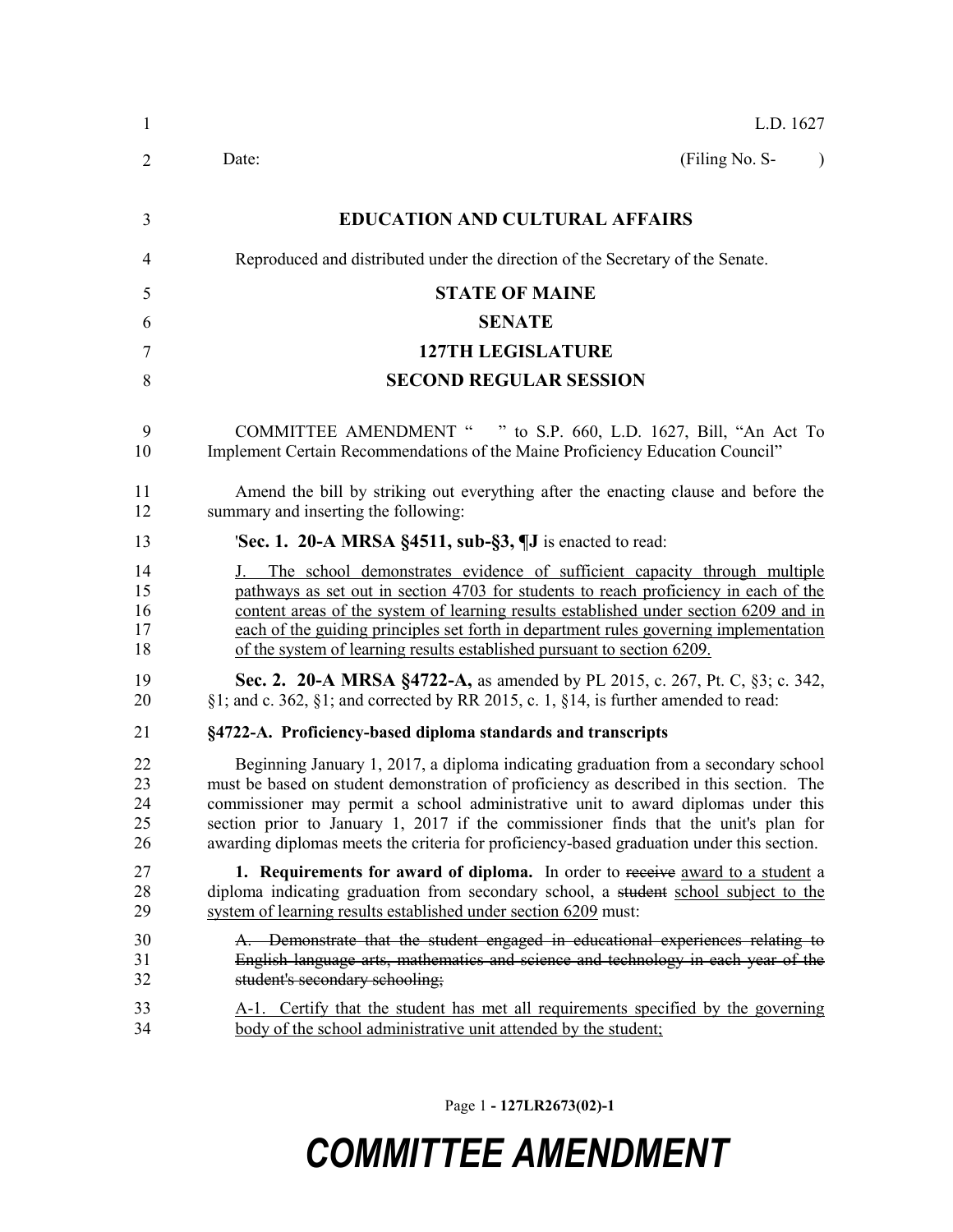L.D. 1627

Date: (Filing No. S- )

**EDUCATION AND CULTURAL AFFAIRS**

Reproduced and distributed under the direction of the Secretary of the Senate.

**STATE OF MAINE**

**SENATE**

**127TH LEGISLATURE**

**SECOND REGULAR SESSION**

COMMITTEE AMENDMENT " " to S.P. 660, L.D. 1627, Bill, "An Act To Implement Certain Recommendations of the Maine Proficiency Education Council"

Amend the bill by striking out everything after the enacting clause and before the summary and inserting the following:

'**Sec. 1. 20-A MRSA §4511, sub-§3, ¶J** is enacted to read:

<u>J. The school demonstrates evidence of sufficient capacity through multiple pathways as set out in section 4703 for students to reach proficiency in each of the content areas of the system of learning results established under section 6209 and in each of the guiding principles set forth in department rules governing implementation of the system of learning results established pursuant to section 6209.</u>

**Sec. 2. 20-A MRSA §4722-A,** as amended by PL 2015, c. 267, Pt. C, §3; c. 342, §1; and c. 362, §1; and corrected by RR 2015, c. 1, §14, is further amended to read:

**§4722-A. Proficiency-based diploma standards and transcripts**

Beginning January 1, 2017, a diploma indicating graduation from a secondary school must be based on student demonstration of proficiency as described in this section. The commissioner may permit a school administrative unit to award diplomas under this section prior to January 1, 2017 if the commissioner finds that the unit's plan for awarding diplomas meets the criteria for proficiency-based graduation under this section.

**1. Requirements for award of diploma.** In order to ~~receive~~ <u>award to a student</u> a diploma indicating graduation from secondary school, a ~~student~~ <u>school subject to the system of learning results established under section 6209</u> must:

~~A. Demonstrate that the student engaged in educational experiences relating to English language arts, mathematics and science and technology in each year of the student's secondary schooling;~~

<u>A-1. Certify that the student has met all requirements specified by the governing body of the school administrative unit attended by the student;</u>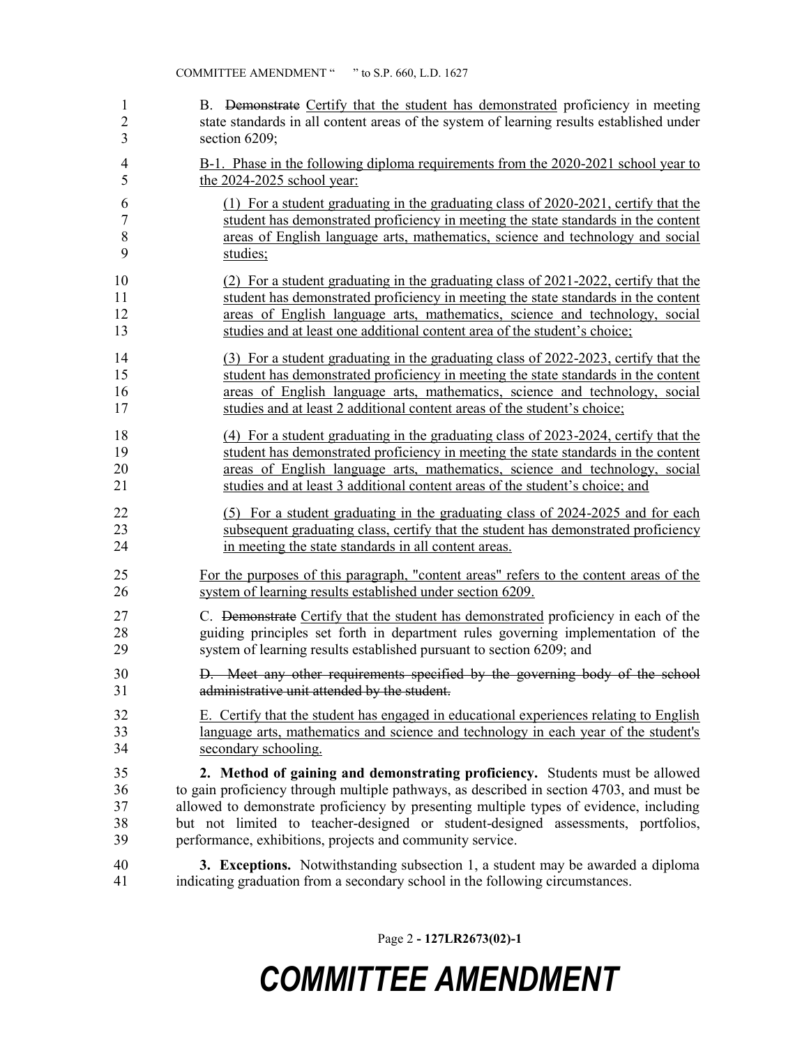B. ~~Demonstrate~~ <u>Certify that the student has demonstrated</u> proficiency in meeting state standards in all content areas of the system of learning results established under section 6209;

<u>B-1. Phase in the following diploma requirements from the 2020-2021 school year to the 2024-2025 school year:</u>

<u>(1) For a student graduating in the graduating class of 2020-2021, certify that the student has demonstrated proficiency in meeting the state standards in the content areas of English language arts, mathematics, science and technology and social studies;</u>

<u>(2) For a student graduating in the graduating class of 2021-2022, certify that the student has demonstrated proficiency in meeting the state standards in the content areas of English language arts, mathematics, science and technology, social studies and at least one additional content area of the student's choice;</u>

<u>(3) For a student graduating in the graduating class of 2022-2023, certify that the student has demonstrated proficiency in meeting the state standards in the content areas of English language arts, mathematics, science and technology, social studies and at least 2 additional content areas of the student's choice;</u>

<u>(4) For a student graduating in the graduating class of 2023-2024, certify that the student has demonstrated proficiency in meeting the state standards in the content areas of English language arts, mathematics, science and technology, social studies and at least 3 additional content areas of the student's choice; and</u>

<u>(5) For a student graduating in the graduating class of 2024-2025 and for each subsequent graduating class, certify that the student has demonstrated proficiency in meeting the state standards in all content areas.</u>

<u>For the purposes of this paragraph, "content areas" refers to the content areas of the system of learning results established under section 6209.</u>

C. ~~Demonstrate~~ <u>Certify that the student has demonstrated</u> proficiency in each of the guiding principles set forth in department rules governing implementation of the system of learning results established pursuant to section 6209; and

~~D. Meet any other requirements specified by the governing body of the school administrative unit attended by the student.~~

<u>E. Certify that the student has engaged in educational experiences relating to English language arts, mathematics and science and technology in each year of the student's secondary schooling.</u>

**2. Method of gaining and demonstrating proficiency.** Students must be allowed to gain proficiency through multiple pathways, as described in section 4703, and must be allowed to demonstrate proficiency by presenting multiple types of evidence, including but not limited to teacher-designed or student-designed assessments, portfolios, performance, exhibitions, projects and community service.

**3. Exceptions.** Notwithstanding subsection 1, a student may be awarded a diploma indicating graduation from a secondary school in the following circumstances.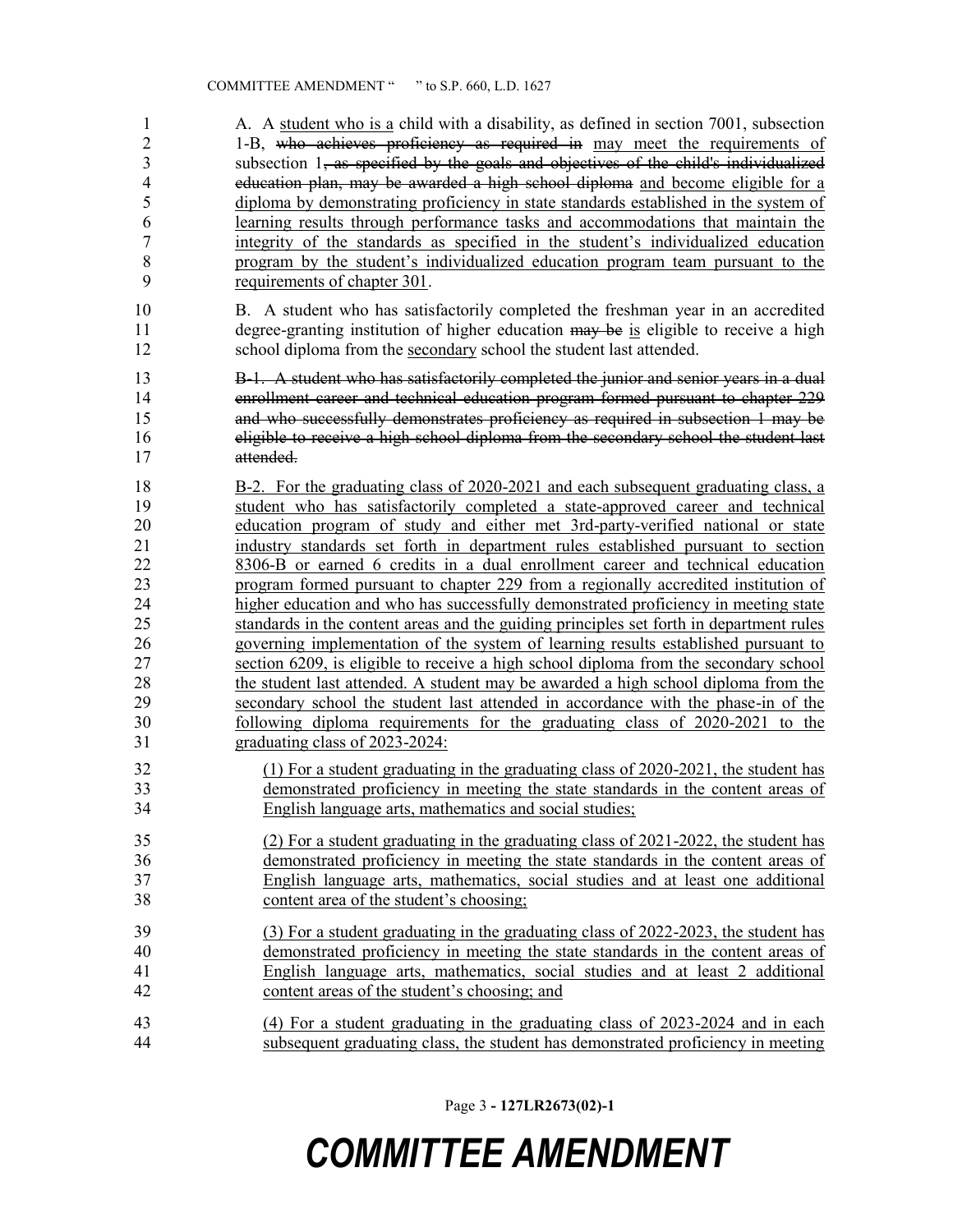A. A student who is a child with a disability, as defined in section 7001, subsection 1-B, ~~who achieves proficiency as required in~~ may meet the requirements of subsection 1~~, as specified by the goals and objectives of the child's individualized education plan, may be awarded a high school diploma~~ and become eligible for a diploma by demonstrating proficiency in state standards established in the system of learning results through performance tasks and accommodations that maintain the integrity of the standards as specified in the student's individualized education program by the student's individualized education program team pursuant to the requirements of chapter 301.

B. A student who has satisfactorily completed the freshman year in an accredited degree-granting institution of higher education ~~may be~~ is eligible to receive a high school diploma from the secondary school the student last attended.

~~B-1. A student who has satisfactorily completed the junior and senior years in a dual enrollment career and technical education program formed pursuant to chapter 229 and who successfully demonstrates proficiency as required in subsection 1 may be eligible to receive a high school diploma from the secondary school the student last attended.~~

B-2. For the graduating class of 2020-2021 and each subsequent graduating class, a student who has satisfactorily completed a state-approved career and technical education program of study and either met 3rd-party-verified national or state industry standards set forth in department rules established pursuant to section 8306-B or earned 6 credits in a dual enrollment career and technical education program formed pursuant to chapter 229 from a regionally accredited institution of higher education and who has successfully demonstrated proficiency in meeting state standards in the content areas and the guiding principles set forth in department rules governing implementation of the system of learning results established pursuant to section 6209, is eligible to receive a high school diploma from the secondary school the student last attended. A student may be awarded a high school diploma from the secondary school the student last attended in accordance with the phase-in of the following diploma requirements for the graduating class of 2020-2021 to the graduating class of 2023-2024:

(1) For a student graduating in the graduating class of 2020-2021, the student has demonstrated proficiency in meeting the state standards in the content areas of English language arts, mathematics and social studies;

(2) For a student graduating in the graduating class of 2021-2022, the student has demonstrated proficiency in meeting the state standards in the content areas of English language arts, mathematics, social studies and at least one additional content area of the student's choosing;

(3) For a student graduating in the graduating class of 2022-2023, the student has demonstrated proficiency in meeting the state standards in the content areas of English language arts, mathematics, social studies and at least 2 additional content areas of the student's choosing; and

(4) For a student graduating in the graduating class of 2023-2024 and in each subsequent graduating class, the student has demonstrated proficiency in meeting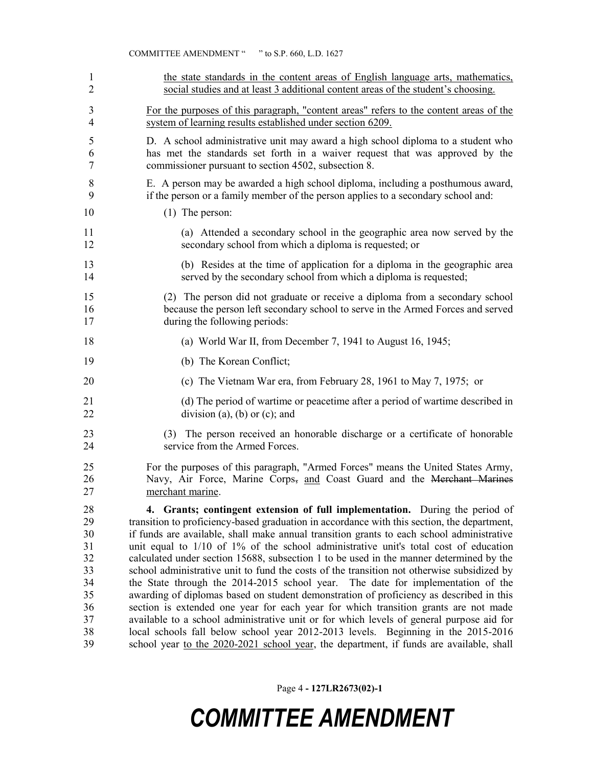the state standards in the content areas of English language arts, mathematics, social studies and at least 3 additional content areas of the student's choosing.

For the purposes of this paragraph, "content areas" refers to the content areas of the system of learning results established under section 6209.

D. A school administrative unit may award a high school diploma to a student who has met the standards set forth in a waiver request that was approved by the commissioner pursuant to section 4502, subsection 8.

E. A person may be awarded a high school diploma, including a posthumous award, if the person or a family member of the person applies to a secondary school and:

(1) The person:

(a) Attended a secondary school in the geographic area now served by the secondary school from which a diploma is requested; or

(b) Resides at the time of application for a diploma in the geographic area served by the secondary school from which a diploma is requested;

(2) The person did not graduate or receive a diploma from a secondary school because the person left secondary school to serve in the Armed Forces and served during the following periods:

(a) World War II, from December 7, 1941 to August 16, 1945;

(b) The Korean Conflict;

(c) The Vietnam War era, from February 28, 1961 to May 7, 1975; or

(d) The period of wartime or peacetime after a period of wartime described in division (a), (b) or (c); and

(3) The person received an honorable discharge or a certificate of honorable service from the Armed Forces.

For the purposes of this paragraph, "Armed Forces" means the United States Army, Navy, Air Force, Marine Corps~~,~~ and Coast Guard and the ~~Merchant Marines~~ merchant marine.

**4. Grants; contingent extension of full implementation.** During the period of transition to proficiency-based graduation in accordance with this section, the department, if funds are available, shall make annual transition grants to each school administrative unit equal to 1/10 of 1% of the school administrative unit's total cost of education calculated under section 15688, subsection 1 to be used in the manner determined by the school administrative unit to fund the costs of the transition not otherwise subsidized by the State through the 2014-2015 school year. The date for implementation of the awarding of diplomas based on student demonstration of proficiency as described in this section is extended one year for each year for which transition grants are not made available to a school administrative unit or for which levels of general purpose aid for local schools fall below school year 2012-2013 levels. Beginning in the 2015-2016 school year to the 2020-2021 school year, the department, if funds are available, shall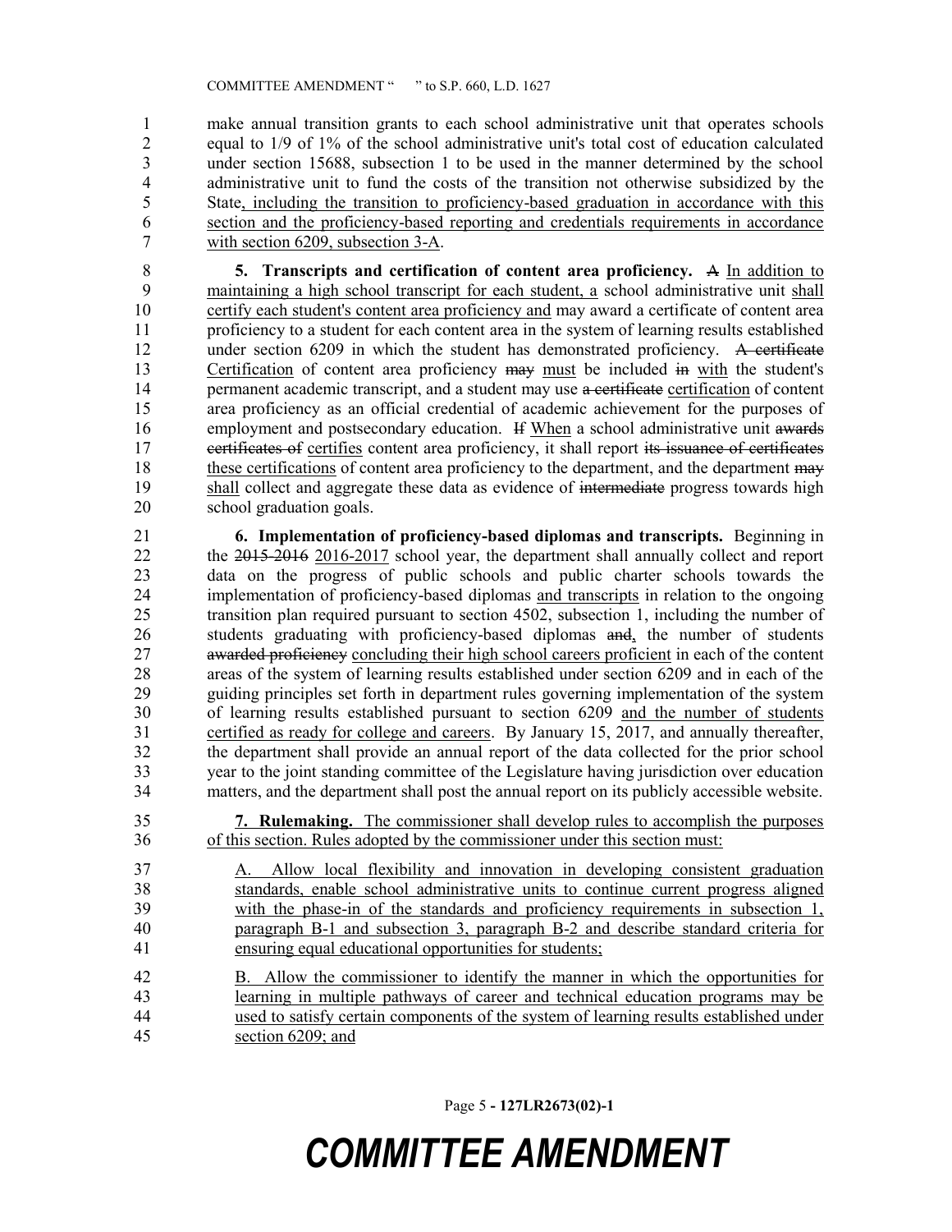make annual transition grants to each school administrative unit that operates schools equal to 1/9 of 1% of the school administrative unit's total cost of education calculated under section 15688, subsection 1 to be used in the manner determined by the school administrative unit to fund the costs of the transition not otherwise subsidized by the State, including the transition to proficiency-based graduation in accordance with this section and the proficiency-based reporting and credentials requirements in accordance with section 6209, subsection 3-A.

**5. Transcripts and certification of content area proficiency.** ~~A~~ In addition to maintaining a high school transcript for each student, a school administrative unit shall certify each student's content area proficiency and may award a certificate of content area proficiency to a student for each content area in the system of learning results established under section 6209 in which the student has demonstrated proficiency. ~~A certificate~~ Certification of content area proficiency ~~may~~ must be included ~~in~~ with the student's permanent academic transcript, and a student may use ~~a certificate~~ certification of content area proficiency as an official credential of academic achievement for the purposes of employment and postsecondary education. ~~If~~ When a school administrative unit ~~awards certificates of~~ certifies content area proficiency, it shall report ~~its issuance of certificates~~ these certifications of content area proficiency to the department, and the department ~~may~~ shall collect and aggregate these data as evidence of ~~intermediate~~ progress towards high school graduation goals.

**6. Implementation of proficiency-based diplomas and transcripts.** Beginning in the ~~2015-2016~~ 2016-2017 school year, the department shall annually collect and report data on the progress of public schools and public charter schools towards the implementation of proficiency-based diplomas and transcripts in relation to the ongoing transition plan required pursuant to section 4502, subsection 1, including the number of students graduating with proficiency-based diplomas ~~and~~, the number of students ~~awarded proficiency~~ concluding their high school careers proficient in each of the content areas of the system of learning results established under section 6209 and in each of the guiding principles set forth in department rules governing implementation of the system of learning results established pursuant to section 6209 and the number of students certified as ready for college and careers. By January 15, 2017, and annually thereafter, the department shall provide an annual report of the data collected for the prior school year to the joint standing committee of the Legislature having jurisdiction over education matters, and the department shall post the annual report on its publicly accessible website.

**7. Rulemaking.** The commissioner shall develop rules to accomplish the purposes of this section. Rules adopted by the commissioner under this section must:

A. Allow local flexibility and innovation in developing consistent graduation standards, enable school administrative units to continue current progress aligned with the phase-in of the standards and proficiency requirements in subsection 1, paragraph B-1 and subsection 3, paragraph B-2 and describe standard criteria for ensuring equal educational opportunities for students;

B. Allow the commissioner to identify the manner in which the opportunities for learning in multiple pathways of career and technical education programs may be used to satisfy certain components of the system of learning results established under section 6209; and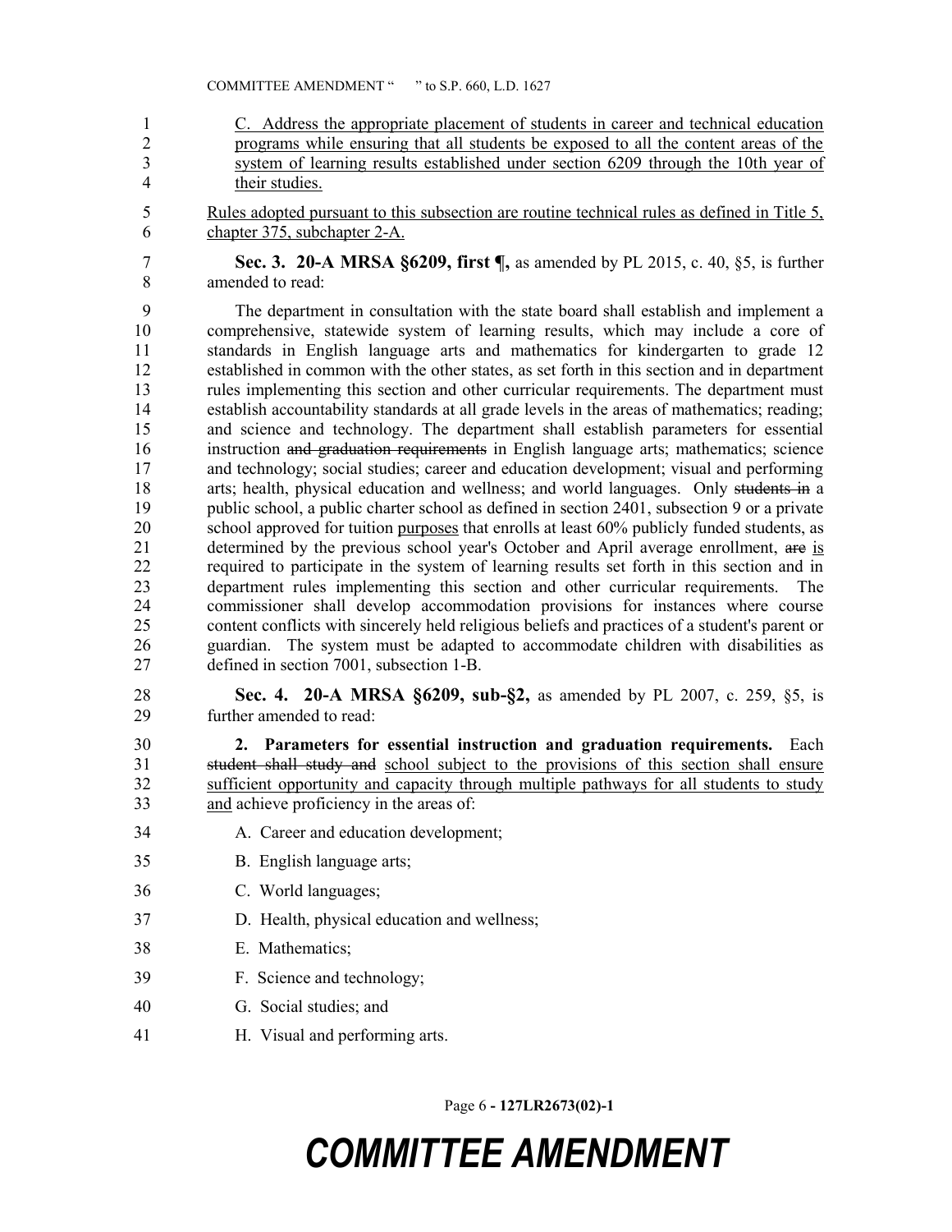C. Address the appropriate placement of students in career and technical education programs while ensuring that all students be exposed to all the content areas of the system of learning results established under section 6209 through the 10th year of their studies.

Rules adopted pursuant to this subsection are routine technical rules as defined in Title 5, chapter 375, subchapter 2-A.

**Sec. 3. 20-A MRSA §6209, first ¶,** as amended by PL 2015, c. 40, §5, is further amended to read:

The department in consultation with the state board shall establish and implement a comprehensive, statewide system of learning results, which may include a core of standards in English language arts and mathematics for kindergarten to grade 12 established in common with the other states, as set forth in this section and in department rules implementing this section and other curricular requirements. The department must establish accountability standards at all grade levels in the areas of mathematics; reading; and science and technology. The department shall establish parameters for essential instruction ~~and graduation requirements~~ in English language arts; mathematics; science and technology; social studies; career and education development; visual and performing arts; health, physical education and wellness; and world languages. Only ~~students in~~ a public school, a public charter school as defined in section 2401, subsection 9 or a private school approved for tuition purposes that enrolls at least 60% publicly funded students, as determined by the previous school year's October and April average enrollment, ~~are~~ is required to participate in the system of learning results set forth in this section and in department rules implementing this section and other curricular requirements. The commissioner shall develop accommodation provisions for instances where course content conflicts with sincerely held religious beliefs and practices of a student's parent or guardian. The system must be adapted to accommodate children with disabilities as defined in section 7001, subsection 1-B.

**Sec. 4. 20-A MRSA §6209, sub-§2,** as amended by PL 2007, c. 259, §5, is further amended to read:

**2. Parameters for essential instruction and graduation requirements.** Each ~~student shall study and~~ school subject to the provisions of this section shall ensure sufficient opportunity and capacity through multiple pathways for all students to study and achieve proficiency in the areas of:

A. Career and education development;

B. English language arts;

C. World languages;

D. Health, physical education and wellness;

E. Mathematics;

F. Science and technology;

G. Social studies; and

H. Visual and performing arts.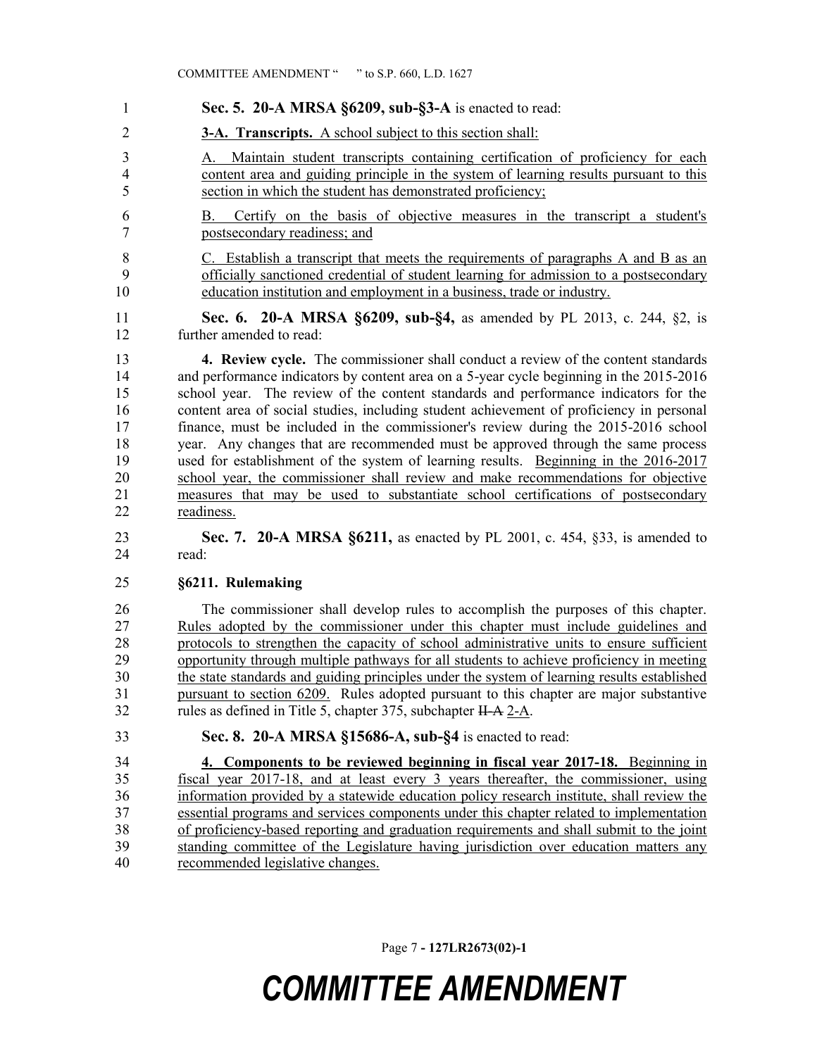**Sec. 5. 20-A MRSA §6209, sub-§3-A** is enacted to read:

**3-A. Transcripts.** A school subject to this section shall:

A. Maintain student transcripts containing certification of proficiency for each content area and guiding principle in the system of learning results pursuant to this section in which the student has demonstrated proficiency;

B. Certify on the basis of objective measures in the transcript a student's postsecondary readiness; and

C. Establish a transcript that meets the requirements of paragraphs A and B as an officially sanctioned credential of student learning for admission to a postsecondary education institution and employment in a business, trade or industry.

**Sec. 6. 20-A MRSA §6209, sub-§4,** as amended by PL 2013, c. 244, §2, is further amended to read:

**4. Review cycle.** The commissioner shall conduct a review of the content standards and performance indicators by content area on a 5-year cycle beginning in the 2015-2016 school year. The review of the content standards and performance indicators for the content area of social studies, including student achievement of proficiency in personal finance, must be included in the commissioner's review during the 2015-2016 school year. Any changes that are recommended must be approved through the same process used for establishment of the system of learning results. Beginning in the 2016-2017 school year, the commissioner shall review and make recommendations for objective measures that may be used to substantiate school certifications of postsecondary readiness.

**Sec. 7. 20-A MRSA §6211,** as enacted by PL 2001, c. 454, §33, is amended to read:

**§6211. Rulemaking**

The commissioner shall develop rules to accomplish the purposes of this chapter. Rules adopted by the commissioner under this chapter must include guidelines and protocols to strengthen the capacity of school administrative units to ensure sufficient opportunity through multiple pathways for all students to achieve proficiency in meeting the state standards and guiding principles under the system of learning results established pursuant to section 6209. Rules adopted pursuant to this chapter are major substantive rules as defined in Title 5, chapter 375, subchapter ~~II-A~~ 2-A.

**Sec. 8. 20-A MRSA §15686-A, sub-§4** is enacted to read:

**4. Components to be reviewed beginning in fiscal year 2017-18.** Beginning in fiscal year 2017-18, and at least every 3 years thereafter, the commissioner, using information provided by a statewide education policy research institute, shall review the essential programs and services components under this chapter related to implementation of proficiency-based reporting and graduation requirements and shall submit to the joint standing committee of the Legislature having jurisdiction over education matters any recommended legislative changes.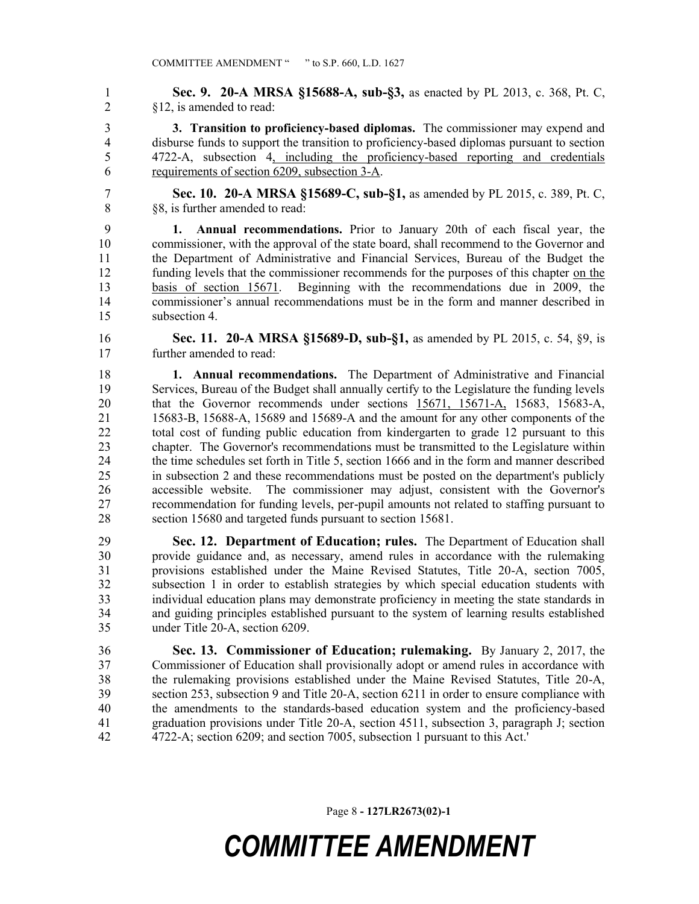**Sec. 9. 20-A MRSA §15688-A, sub-§3,** as enacted by PL 2013, c. 368, Pt. C, §12, is amended to read:

**3. Transition to proficiency-based diplomas.** The commissioner may expend and disburse funds to support the transition to proficiency-based diplomas pursuant to section 4722-A, subsection 4, including the proficiency-based reporting and credentials requirements of section 6209, subsection 3-A.

**Sec. 10. 20-A MRSA §15689-C, sub-§1,** as amended by PL 2015, c. 389, Pt. C, §8, is further amended to read:

**1. Annual recommendations.** Prior to January 20th of each fiscal year, the commissioner, with the approval of the state board, shall recommend to the Governor and the Department of Administrative and Financial Services, Bureau of the Budget the funding levels that the commissioner recommends for the purposes of this chapter on the basis of section 15671. Beginning with the recommendations due in 2009, the commissioner's annual recommendations must be in the form and manner described in subsection 4.

**Sec. 11. 20-A MRSA §15689-D, sub-§1,** as amended by PL 2015, c. 54, §9, is further amended to read:

**1. Annual recommendations.** The Department of Administrative and Financial Services, Bureau of the Budget shall annually certify to the Legislature the funding levels that the Governor recommends under sections 15671, 15671-A, 15683, 15683-A, 15683-B, 15688-A, 15689 and 15689-A and the amount for any other components of the total cost of funding public education from kindergarten to grade 12 pursuant to this chapter. The Governor's recommendations must be transmitted to the Legislature within the time schedules set forth in Title 5, section 1666 and in the form and manner described in subsection 2 and these recommendations must be posted on the department's publicly accessible website. The commissioner may adjust, consistent with the Governor's recommendation for funding levels, per-pupil amounts not related to staffing pursuant to section 15680 and targeted funds pursuant to section 15681.

**Sec. 12. Department of Education; rules.** The Department of Education shall provide guidance and, as necessary, amend rules in accordance with the rulemaking provisions established under the Maine Revised Statutes, Title 20-A, section 7005, subsection 1 in order to establish strategies by which special education students with individual education plans may demonstrate proficiency in meeting the state standards in and guiding principles established pursuant to the system of learning results established under Title 20-A, section 6209.

**Sec. 13. Commissioner of Education; rulemaking.** By January 2, 2017, the Commissioner of Education shall provisionally adopt or amend rules in accordance with the rulemaking provisions established under the Maine Revised Statutes, Title 20-A, section 253, subsection 9 and Title 20-A, section 6211 in order to ensure compliance with the amendments to the standards-based education system and the proficiency-based graduation provisions under Title 20-A, section 4511, subsection 3, paragraph J; section 4722-A; section 6209; and section 7005, subsection 1 pursuant to this Act.'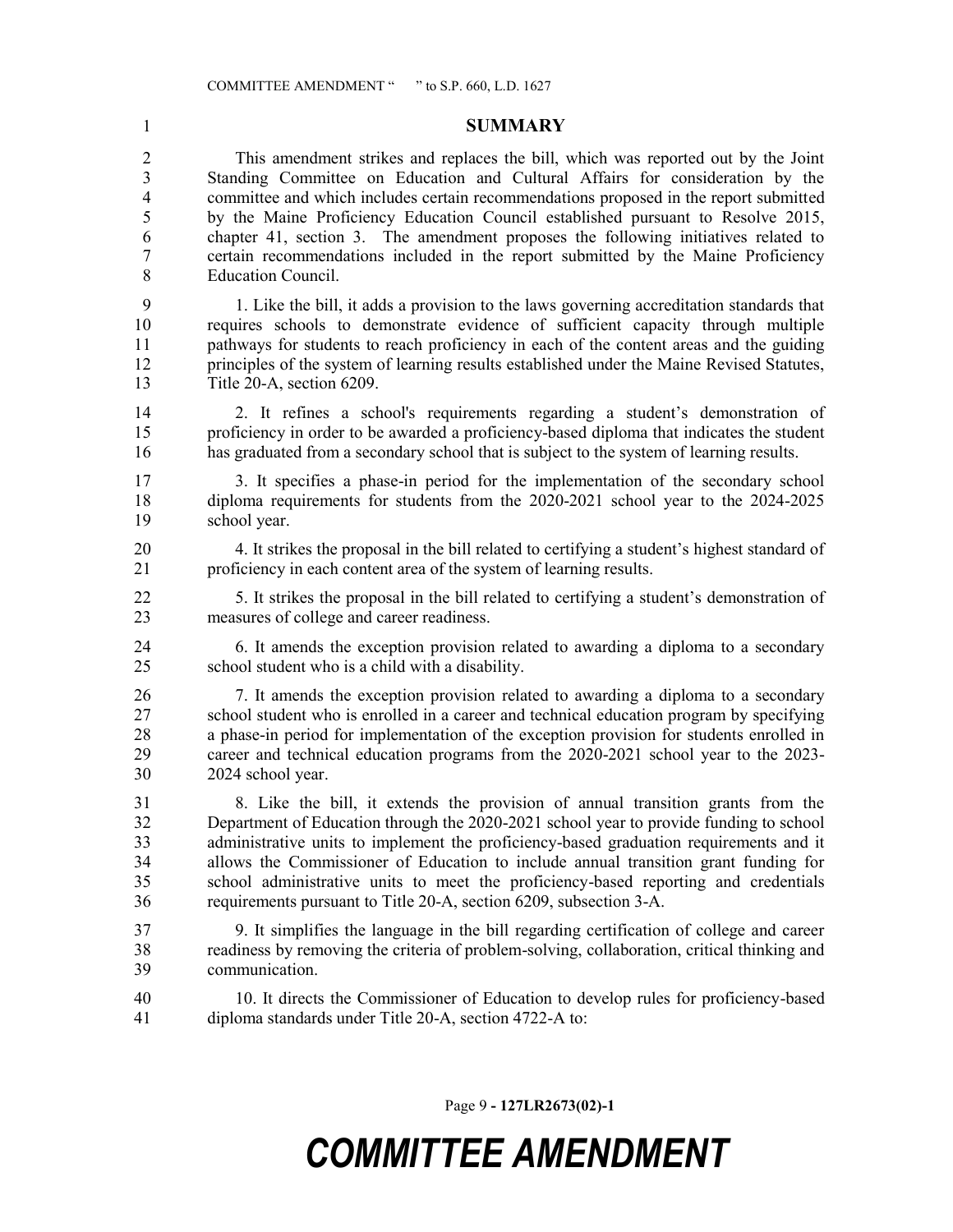## SUMMARY

This amendment strikes and replaces the bill, which was reported out by the Joint Standing Committee on Education and Cultural Affairs for consideration by the committee and which includes certain recommendations proposed in the report submitted by the Maine Proficiency Education Council established pursuant to Resolve 2015, chapter 41, section 3. The amendment proposes the following initiatives related to certain recommendations included in the report submitted by the Maine Proficiency Education Council.

1. Like the bill, it adds a provision to the laws governing accreditation standards that requires schools to demonstrate evidence of sufficient capacity through multiple pathways for students to reach proficiency in each of the content areas and the guiding principles of the system of learning results established under the Maine Revised Statutes, Title 20-A, section 6209.

2. It refines a school's requirements regarding a student's demonstration of proficiency in order to be awarded a proficiency-based diploma that indicates the student has graduated from a secondary school that is subject to the system of learning results.

3. It specifies a phase-in period for the implementation of the secondary school diploma requirements for students from the 2020-2021 school year to the 2024-2025 school year.

4. It strikes the proposal in the bill related to certifying a student's highest standard of proficiency in each content area of the system of learning results.

5. It strikes the proposal in the bill related to certifying a student's demonstration of measures of college and career readiness.

6. It amends the exception provision related to awarding a diploma to a secondary school student who is a child with a disability.

7. It amends the exception provision related to awarding a diploma to a secondary school student who is enrolled in a career and technical education program by specifying a phase-in period for implementation of the exception provision for students enrolled in career and technical education programs from the 2020-2021 school year to the 2023-2024 school year.

8. Like the bill, it extends the provision of annual transition grants from the Department of Education through the 2020-2021 school year to provide funding to school administrative units to implement the proficiency-based graduation requirements and it allows the Commissioner of Education to include annual transition grant funding for school administrative units to meet the proficiency-based reporting and credentials requirements pursuant to Title 20-A, section 6209, subsection 3-A.

9. It simplifies the language in the bill regarding certification of college and career readiness by removing the criteria of problem-solving, collaboration, critical thinking and communication.

10. It directs the Commissioner of Education to develop rules for proficiency-based diploma standards under Title 20-A, section 4722-A to: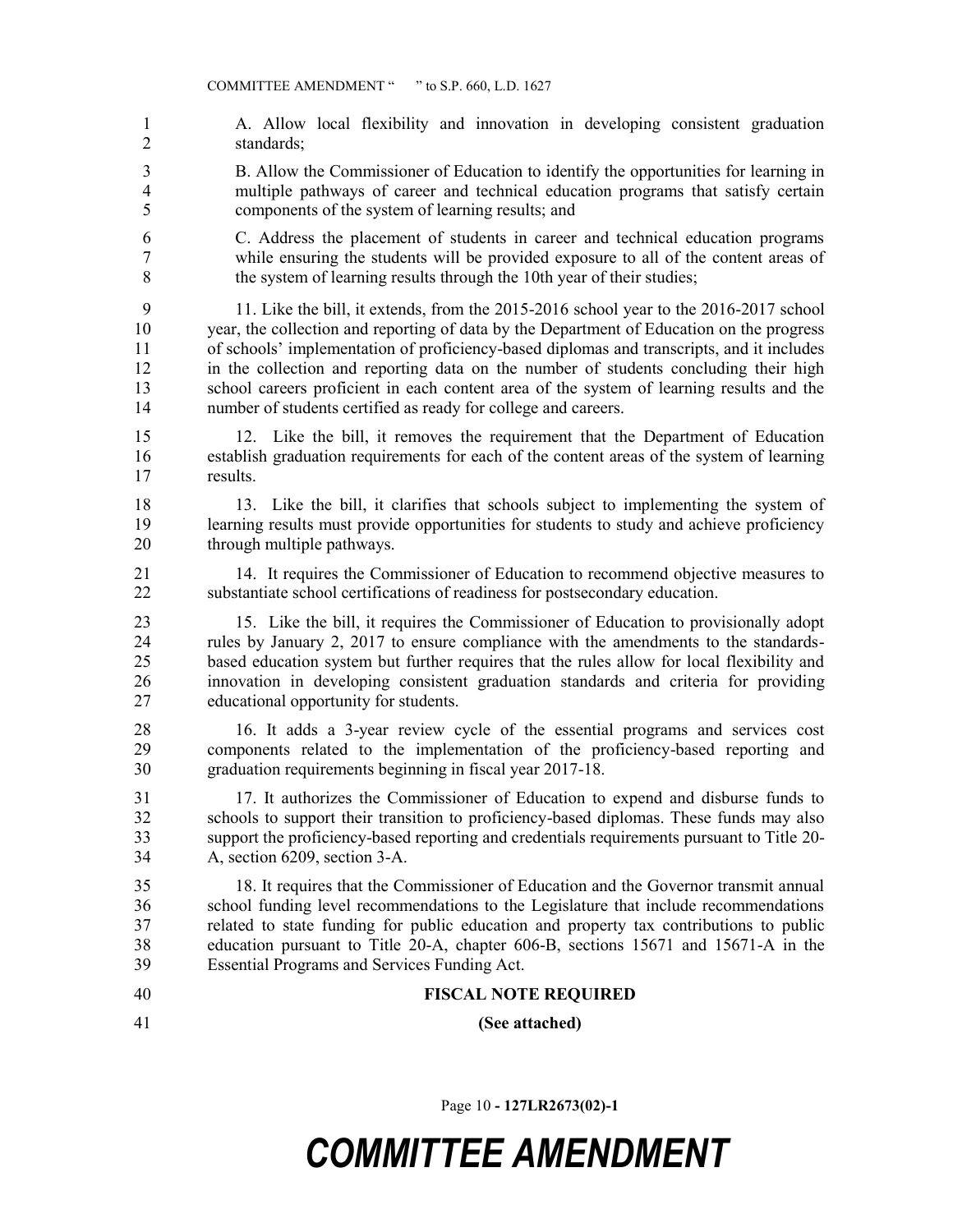A. Allow local flexibility and innovation in developing consistent graduation standards;

B. Allow the Commissioner of Education to identify the opportunities for learning in multiple pathways of career and technical education programs that satisfy certain components of the system of learning results; and

C. Address the placement of students in career and technical education programs while ensuring the students will be provided exposure to all of the content areas of the system of learning results through the 10th year of their studies;

11. Like the bill, it extends, from the 2015-2016 school year to the 2016-2017 school year, the collection and reporting of data by the Department of Education on the progress of schools' implementation of proficiency-based diplomas and transcripts, and it includes in the collection and reporting data on the number of students concluding their high school careers proficient in each content area of the system of learning results and the number of students certified as ready for college and careers.

12. Like the bill, it removes the requirement that the Department of Education establish graduation requirements for each of the content areas of the system of learning results.

13. Like the bill, it clarifies that schools subject to implementing the system of learning results must provide opportunities for students to study and achieve proficiency through multiple pathways.

14. It requires the Commissioner of Education to recommend objective measures to substantiate school certifications of readiness for postsecondary education.

15. Like the bill, it requires the Commissioner of Education to provisionally adopt rules by January 2, 2017 to ensure compliance with the amendments to the standards-based education system but further requires that the rules allow for local flexibility and innovation in developing consistent graduation standards and criteria for providing educational opportunity for students.

16. It adds a 3-year review cycle of the essential programs and services cost components related to the implementation of the proficiency-based reporting and graduation requirements beginning in fiscal year 2017-18.

17. It authorizes the Commissioner of Education to expend and disburse funds to schools to support their transition to proficiency-based diplomas. These funds may also support the proficiency-based reporting and credentials requirements pursuant to Title 20-A, section 6209, section 3-A.

18. It requires that the Commissioner of Education and the Governor transmit annual school funding level recommendations to the Legislature that include recommendations related to state funding for public education and property tax contributions to public education pursuant to Title 20-A, chapter 606-B, sections 15671 and 15671-A in the Essential Programs and Services Funding Act.

**FISCAL NOTE REQUIRED**

**(See attached)**